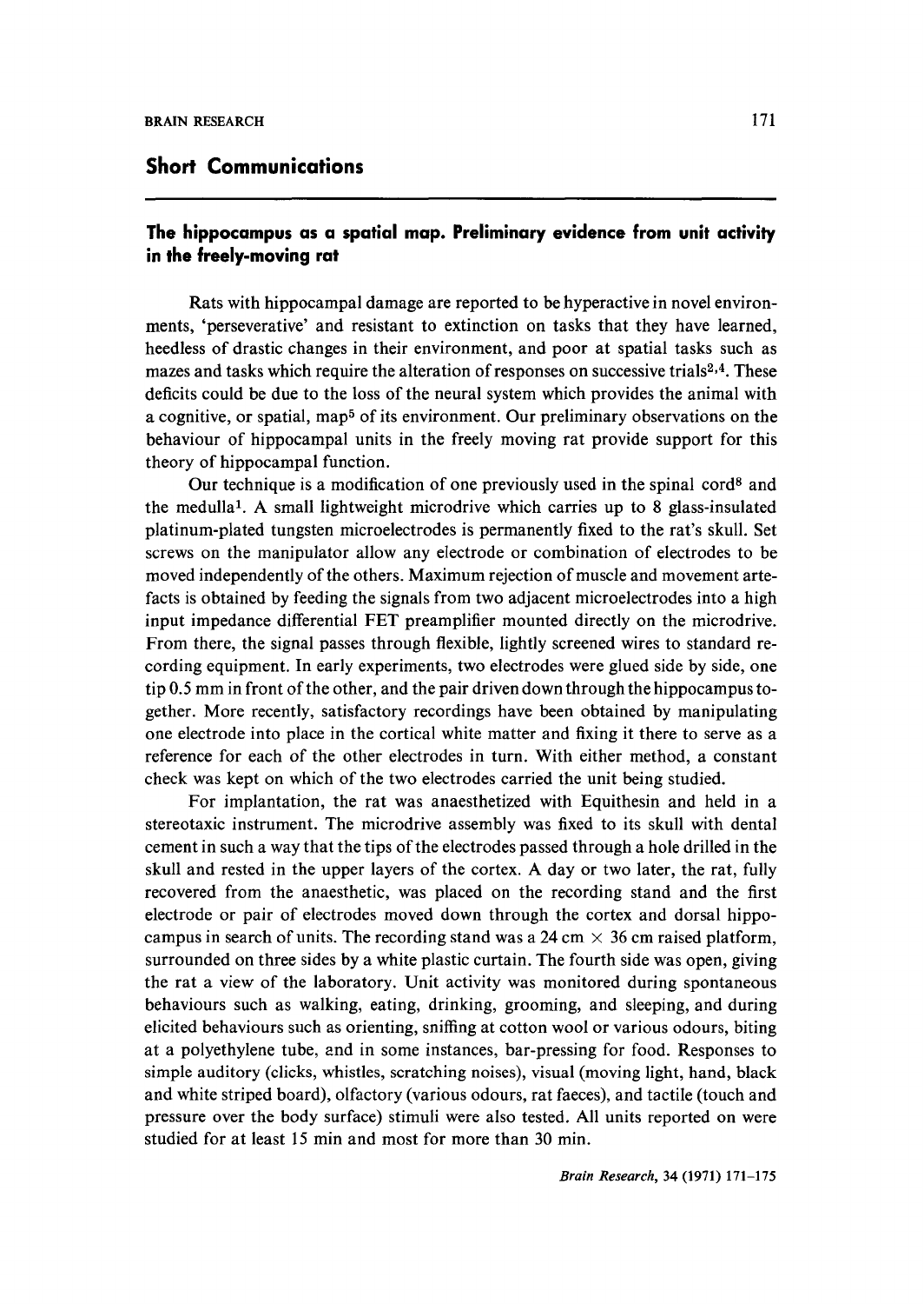## Short Communications

### The hippocampus as a spatial map. Preliminary evidence from unit activity in the freely-moving rat

Rats with hippocampal damage are reported to be hyperactive in novel environments, 'perseverative' and resistant to extinction on tasks that they have learned, heedless of drastic changes in their environment, and poor at spatial tasks such as mazes and tasks which require the alteration of responses on successive trials[2,4]. These deficits could be due to the loss of the neural system which provides the animal with a cognitive, or spatial, map[5] of its environment. Our preliminary observations on the behaviour of hippocampal units in the freely moving rat provide support for this theory of hippocampal function.

Our technique is a modification of one previously used in the spinal cord[8] and the medulla[1]. A small lightweight microdrive which carries up to 8 glass-insulated platinum-plated tungsten microelectrodes is permanently fixed to the rat's skull. Set screws on the manipulator allow any electrode or combination of electrodes to be moved independently of the others. Maximum rejection of muscle and movement artefacts is obtained by feeding the signals from two adjacent microelectrodes into a high input impedance differential FET preamplifier mounted directly on the microdrive. From there, the signal passes through flexible, lightly screened wires to standard recording equipment. In early experiments, two electrodes were glued side by side, one tip 0.5 mm in front of the other, and the pair driven down through the hippocampus together. More recently, satisfactory recordings have been obtained by manipulating one electrode into place in the cortical white matter and fixing it there to serve as a reference for each of the other electrodes in turn. With either method, a constant check was kept on which of the two electrodes carried the unit being studied.

For implantation, the rat was anaesthetized with Equithesin and held in a stereotaxic instrument. The microdrive assembly was fixed to its skull with dental cement in such a way that the tips of the electrodes passed through a hole drilled in the skull and rested in the upper layers of the cortex. A day or two later, the rat, fully recovered from the anaesthetic, was placed on the recording stand and the first electrode or pair of electrodes moved down through the cortex and dorsal hippocampus in search of units. The recording stand was a 24 cm × 36 cm raised platform, surrounded on three sides by a white plastic curtain. The fourth side was open, giving the rat a view of the laboratory. Unit activity was monitored during spontaneous behaviours such as walking, eating, drinking, grooming, and sleeping, and during elicited behaviours such as orienting, sniffing at cotton wool or various odours, biting at a polyethylene tube, and in some instances, bar-pressing for food. Responses to simple auditory (clicks, whistles, scratching noises), visual (moving light, hand, black and white striped board), olfactory (various odours, rat faeces), and tactile (touch and pressure over the body surface) stimuli were also tested. All units reported on were studied for at least 15 min and most for more than 30 min.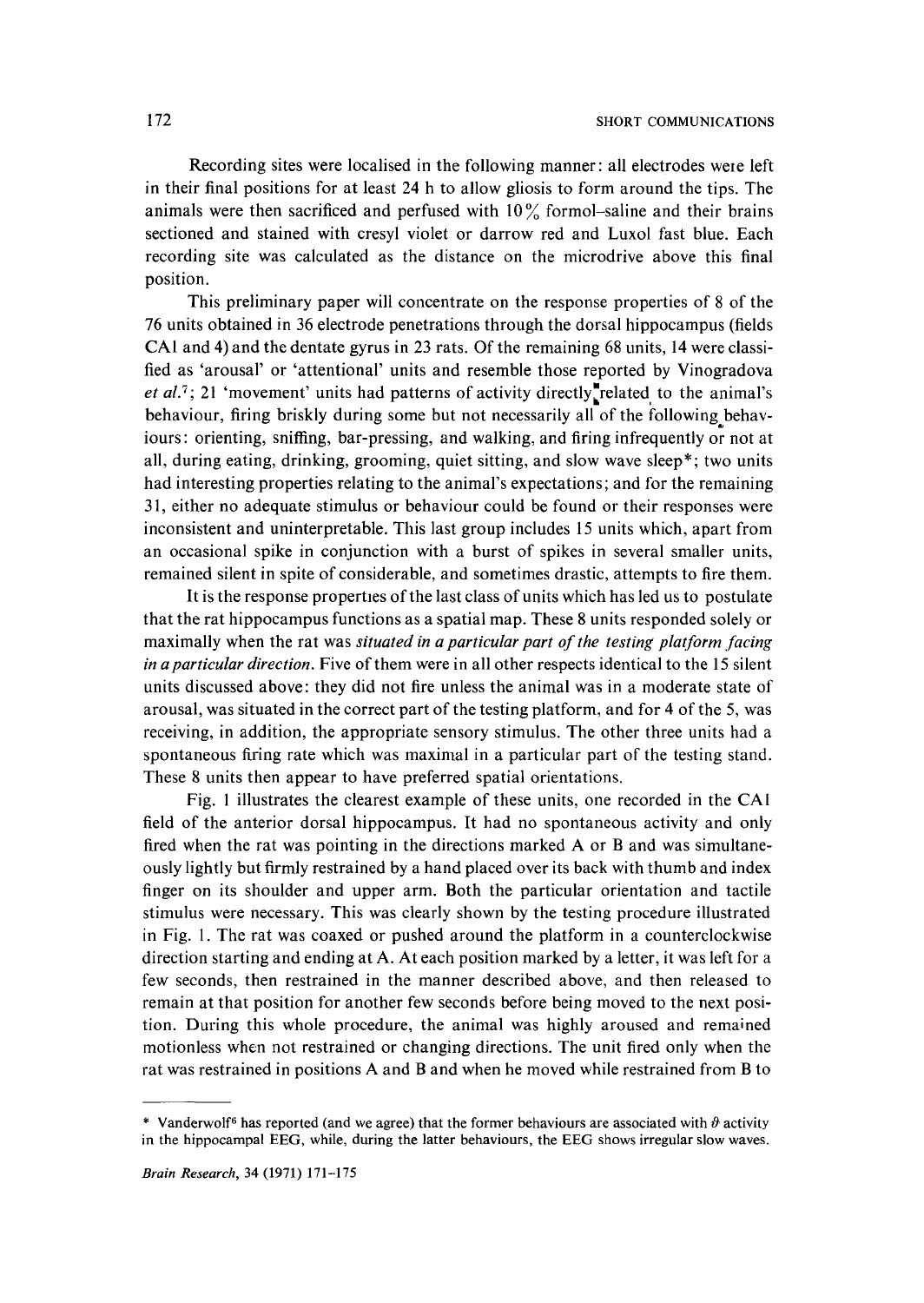Recording sites were localised in the following manner: all electrodes were left in their final positions for at least 24 h to allow gliosis to form around the tips. The animals were then sacrificed and perfused with 10% formol–saline and their brains sectioned and stained with cresyl violet or darrow red and Luxol fast blue. Each recording site was calculated as the distance on the microdrive above this final position.

This preliminary paper will concentrate on the response properties of 8 of the 76 units obtained in 36 electrode penetrations through the dorsal hippocampus (fields CA1 and 4) and the dentate gyrus in 23 rats. Of the remaining 68 units, 14 were classified as 'arousal' or 'attentional' units and resemble those reported by Vinogradova *et al.*[7]; 21 'movement' units had patterns of activity directly related to the animal's behaviour, firing briskly during some but not necessarily all of the following behaviours: orienting, sniffing, bar-pressing, and walking, and firing infrequently or not at all, during eating, drinking, grooming, quiet sitting, and slow wave sleep*; two units had interesting properties relating to the animal's expectations; and for the remaining 31, either no adequate stimulus or behaviour could be found or their responses were inconsistent and uninterpretable. This last group includes 15 units which, apart from an occasional spike in conjunction with a burst of spikes in several smaller units, remained silent in spite of considerable, and sometimes drastic, attempts to fire them.

It is the response properties of the last class of units which has led us to postulate that the rat hippocampus functions as a spatial map. These 8 units responded solely or maximally when the rat was *situated in a particular part of the testing platform facing in a particular direction*. Five of them were in all other respects identical to the 15 silent units discussed above: they did not fire unless the animal was in a moderate state of arousal, was situated in the correct part of the testing platform, and for 4 of the 5, was receiving, in addition, the appropriate sensory stimulus. The other three units had a spontaneous firing rate which was maximal in a particular part of the testing stand. These 8 units then appear to have preferred spatial orientations.

Fig. 1 illustrates the clearest example of these units, one recorded in the CA1 field of the anterior dorsal hippocampus. It had no spontaneous activity and only fired when the rat was pointing in the directions marked A or B and was simultaneously lightly but firmly restrained by a hand placed over its back with thumb and index finger on its shoulder and upper arm. Both the particular orientation and tactile stimulus were necessary. This was clearly shown by the testing procedure illustrated in Fig. 1. The rat was coaxed or pushed around the platform in a counterclockwise direction starting and ending at A. At each position marked by a letter, it was left for a few seconds, then restrained in the manner described above, and then released to remain at that position for another few seconds before being moved to the next position. During this whole procedure, the animal was highly aroused and remained motionless when not restrained or changing directions. The unit fired only when the rat was restrained in positions A and B and when he moved while restrained from B to

---

\* Vanderwolf[6] has reported (and we agree) that the former behaviours are associated with $\theta$ activity in the hippocampal EEG, while, during the latter behaviours, the EEG shows irregular slow waves.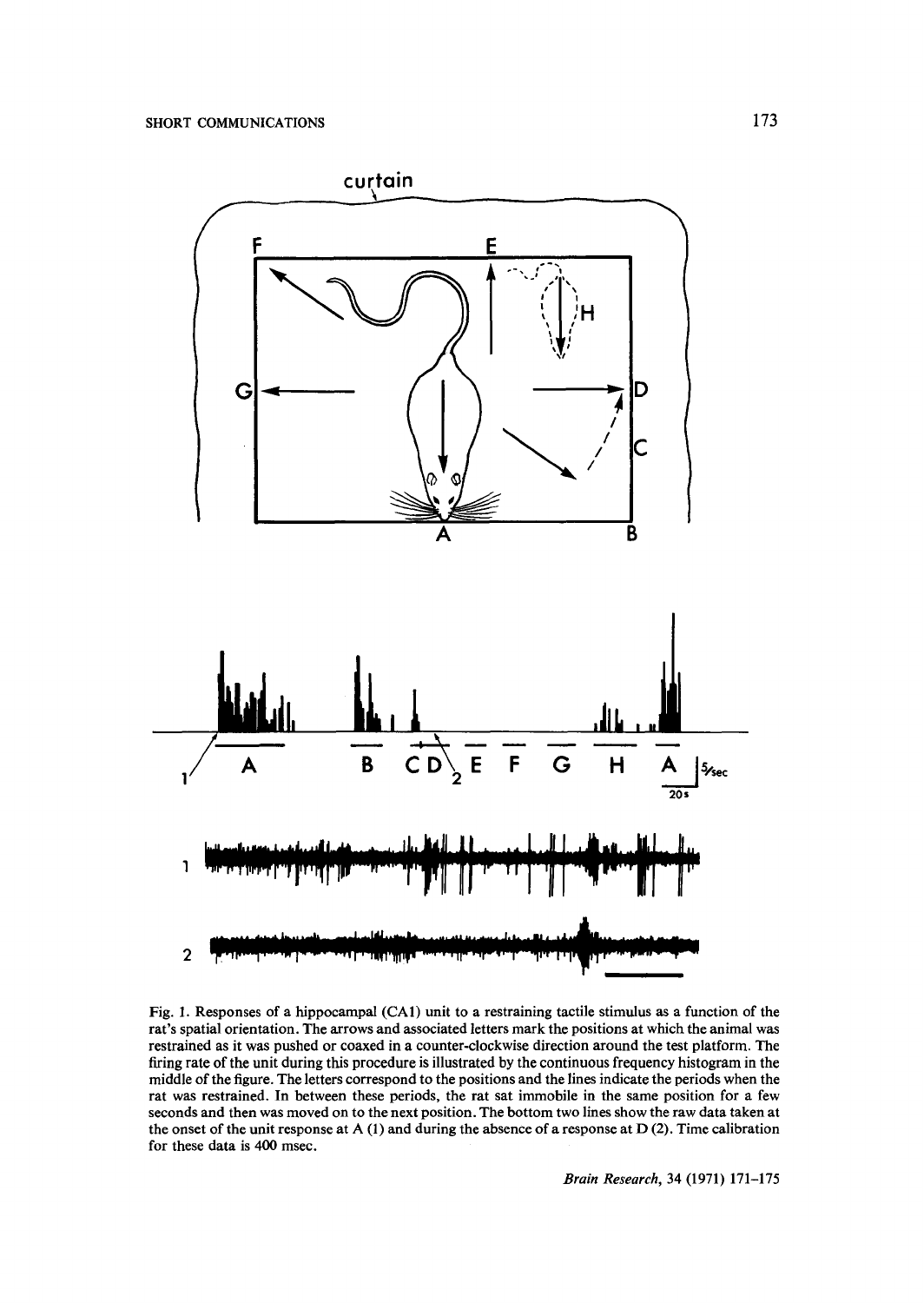Fig. 1. Responses of a hippocampal (CA1) unit to a restraining tactile stimulus as a function of the rat's spatial orientation. The arrows and associated letters mark the positions at which the animal was restrained as it was pushed or coaxed in a counter-clockwise direction around the test platform. The firing rate of the unit during this procedure is illustrated by the continuous frequency histogram in the middle of the figure. The letters correspond to the positions and the lines indicate the periods when the rat was restrained. In between these periods, the rat sat immobile in the same position for a few seconds and then was moved on to the next position. The bottom two lines show the raw data taken at the onset of the unit response at A (1) and during the absence of a response at D (2). Time calibration for these data is 400 msec.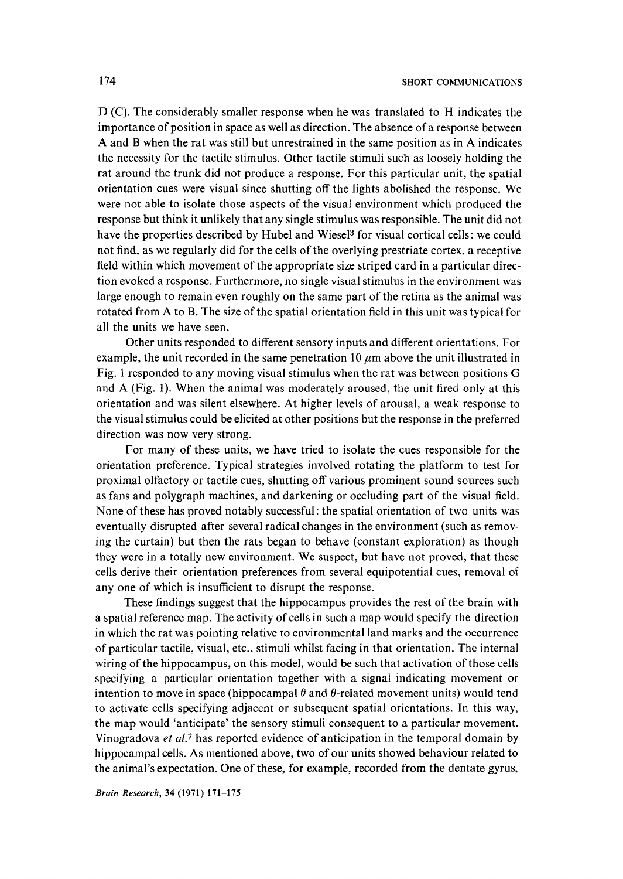D (C). The considerably smaller response when he was translated to H indicates the importance of position in space as well as direction. The absence of a response between A and B when the rat was still but unrestrained in the same position as in A indicates the necessity for the tactile stimulus. Other tactile stimuli such as loosely holding the rat around the trunk did not produce a response. For this particular unit, the spatial orientation cues were visual since shutting off the lights abolished the response. We were not able to isolate those aspects of the visual environment which produced the response but think it unlikely that any single stimulus was responsible. The unit did not have the properties described by Hubel and Wiesel[3] for visual cortical cells: we could not find, as we regularly did for the cells of the overlying prestriate cortex, a receptive field within which movement of the appropriate size striped card in a particular direction evoked a response. Furthermore, no single visual stimulus in the environment was large enough to remain even roughly on the same part of the retina as the animal was rotated from A to B. The size of the spatial orientation field in this unit was typical for all the units we have seen.

Other units responded to different sensory inputs and different orientations. For example, the unit recorded in the same penetration 10 $\mu$m above the unit illustrated in Fig. 1 responded to any moving visual stimulus when the rat was between positions G and A (Fig. 1). When the animal was moderately aroused, the unit fired only at this orientation and was silent elsewhere. At higher levels of arousal, a weak response to the visual stimulus could be elicited at other positions but the response in the preferred direction was now very strong.

For many of these units, we have tried to isolate the cues responsible for the orientation preference. Typical strategies involved rotating the platform to test for proximal olfactory or tactile cues, shutting off various prominent sound sources such as fans and polygraph machines, and darkening or occluding part of the visual field. None of these has proved notably successful: the spatial orientation of two units was eventually disrupted after several radical changes in the environment (such as removing the curtain) but then the rats began to behave (constant exploration) as though they were in a totally new environment. We suspect, but have not proved, that these cells derive their orientation preferences from several equipotential cues, removal of any one of which is insufficient to disrupt the response.

These findings suggest that the hippocampus provides the rest of the brain with a spatial reference map. The activity of cells in such a map would specify the direction in which the rat was pointing relative to environmental land marks and the occurrence of particular tactile, visual, etc., stimuli whilst facing in that orientation. The internal wiring of the hippocampus, on this model, would be such that activation of those cells specifying a particular orientation together with a signal indicating movement or intention to move in space (hippocampal $\theta$ and $\theta$-related movement units) would tend to activate cells specifying adjacent or subsequent spatial orientations. In this way, the map would 'anticipate' the sensory stimuli consequent to a particular movement. Vinogradova *et al.*[7] has reported evidence of anticipation in the temporal domain by hippocampal cells. As mentioned above, two of our units showed behaviour related to the animal's expectation. One of these, for example, recorded from the dentate gyrus,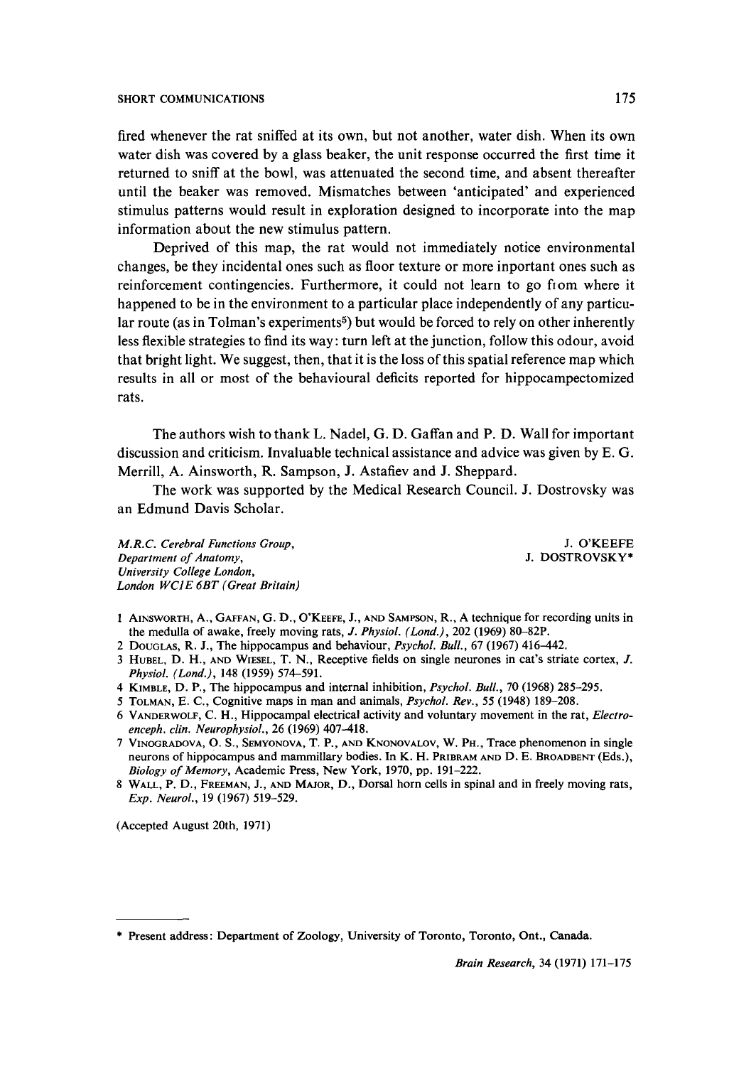fired whenever the rat sniffed at its own, but not another, water dish. When its own water dish was covered by a glass beaker, the unit response occurred the first time it returned to sniff at the bowl, was attenuated the second time, and absent thereafter until the beaker was removed. Mismatches between 'anticipated' and experienced stimulus patterns would result in exploration designed to incorporate into the map information about the new stimulus pattern.

Deprived of this map, the rat would not immediately notice environmental changes, be they incidental ones such as floor texture or more inportant ones such as reinforcement contingencies. Furthermore, it could not learn to go fiom where it happened to be in the environment to a particular place independently of any particular route (as in Tolman's experiments[5]) but would be forced to rely on other inherently less flexible strategies to find its way: turn left at the junction, follow this odour, avoid that bright light. We suggest, then, that it is the loss of this spatial reference map which results in all or most of the behavioural deficits reported for hippocampectomized rats.

The authors wish to thank L. Nadel, G. D. Gaffan and P. D. Wall for important discussion and criticism. Invaluable technical assistance and advice was given by E. G. Merrill, A. Ainsworth, R. Sampson, J. Astafiev and J. Sheppard.

The work was supported by the Medical Research Council. J. Dostrovsky was an Edmund Davis Scholar.

*M.R.C. Cerebral Functions Group,*
*Department of Anatomy,*
*University College London,*
*London WC1E 6BT (Great Britain)*

J. O'KEEFE
J. DOSTROVSKY*

1 AINSWORTH, A., GAFFAN, G. D., O'KEEFE, J., AND SAMPSON, R., A technique for recording units in the medulla of awake, freely moving rats, *J. Physiol. (Lond.)*, 202 (1969) 80–82P.
2 DOUGLAS, R. J., The hippocampus and behaviour, *Psychol. Bull.*, 67 (1967) 416–442.
3 HUBEL, D. H., AND WIESEL, T. N., Receptive fields on single neurones in cat's striate cortex, *J. Physiol. (Lond.)*, 148 (1959) 574–591.
4 KIMBLE, D. P., The hippocampus and internal inhibition, *Psychol. Bull.*, 70 (1968) 285–295.
5 TOLMAN, E. C., Cognitive maps in man and animals, *Psychol. Rev.*, 55 (1948) 189–208.
6 VANDERWOLF, C. H., Hippocampal electrical activity and voluntary movement in the rat, *Electroenceph. clin. Neurophysiol.*, 26 (1969) 407–418.
7 VINOGRADOVA, O. S., SEMYONOVA, T. P., AND KNONOVALOV, W. PH., Trace phenomenon in single neurons of hippocampus and mammillary bodies. In K. H. PRIBRAM AND D. E. BROADBENT (Eds.), *Biology of Memory*, Academic Press, New York, 1970, pp. 191–222.
8 WALL, P. D., FREEMAN, J., AND MAJOR, D., Dorsal horn cells in spinal and in freely moving rats, *Exp. Neurol.*, 19 (1967) 519–529.

(Accepted August 20th, 1971)

* Present address: Department of Zoology, University of Toronto, Toronto, Ont., Canada.